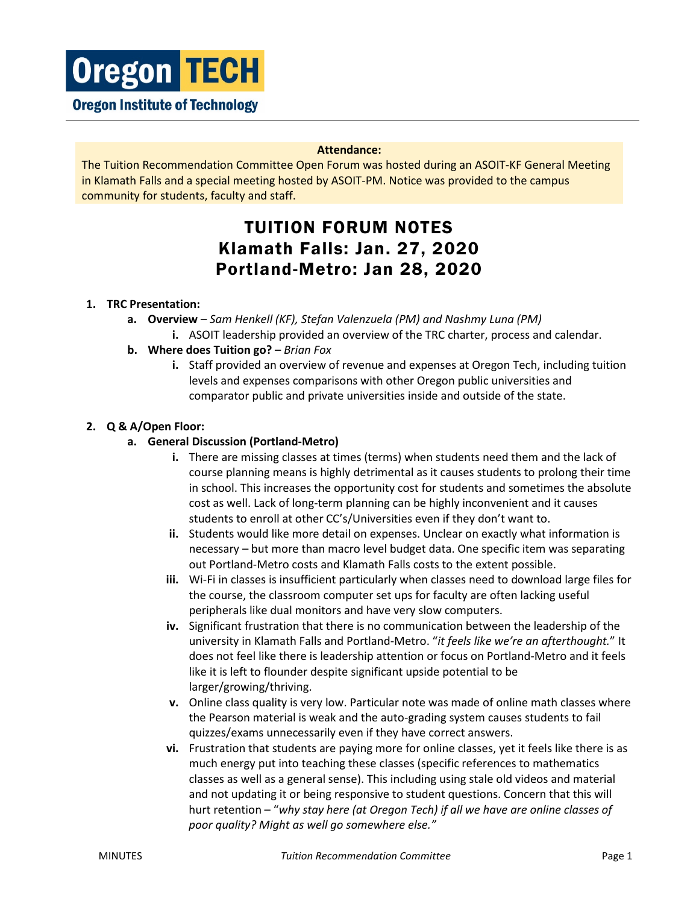**Oregon TECH**

**Oregon Institute of Technology**

**Attendance:**

The Tuition Recommendation Committee Open Forum was hosted during an ASOIT-KF General Meeting in Klamath Falls and a special meeting hosted by ASOIT-PM. Notice was provided to the campus community for students, faculty and staff.

# TUITION FORUM NOTES
# Klamath Falls: Jan. 27, 2020
# Portland-Metro: Jan 28, 2020

1. **TRC Presentation:**
   a. **Overview** – *Sam Henkell (KF), Stefan Valenzuela (PM) and Nashmy Luna (PM)*
      i. ASOIT leadership provided an overview of the TRC charter, process and calendar.
   b. **Where does Tuition go?** – *Brian Fox*
      i. Staff provided an overview of revenue and expenses at Oregon Tech, including tuition levels and expenses comparisons with other Oregon public universities and comparator public and private universities inside and outside of the state.

2. **Q & A/Open Floor:**
   a. **General Discussion (Portland-Metro)**
      i. There are missing classes at times (terms) when students need them and the lack of course planning means is highly detrimental as it causes students to prolong their time in school. This increases the opportunity cost for students and sometimes the absolute cost as well. Lack of long-term planning can be highly inconvenient and it causes students to enroll at other CC's/Universities even if they don't want to.
      ii. Students would like more detail on expenses. Unclear on exactly what information is necessary – but more than macro level budget data. One specific item was separating out Portland-Metro costs and Klamath Falls costs to the extent possible.
      iii. Wi-Fi in classes is insufficient particularly when classes need to download large files for the course, the classroom computer set ups for faculty are often lacking useful peripherals like dual monitors and have very slow computers.
      iv. Significant frustration that there is no communication between the leadership of the university in Klamath Falls and Portland-Metro. "*it feels like we're an afterthought.*" It does not feel like there is leadership attention or focus on Portland-Metro and it feels like it is left to flounder despite significant upside potential to be larger/growing/thriving.
      v. Online class quality is very low. Particular note was made of online math classes where the Pearson material is weak and the auto-grading system causes students to fail quizzes/exams unnecessarily even if they have correct answers.
      vi. Frustration that students are paying more for online classes, yet it feels like there is as much energy put into teaching these classes (specific references to mathematics classes as well as a general sense). This including using stale old videos and material and not updating it or being responsive to student questions. Concern that this will hurt retention – "*why stay here (at Oregon Tech) if all we have are online classes of poor quality? Might as well go somewhere else.*"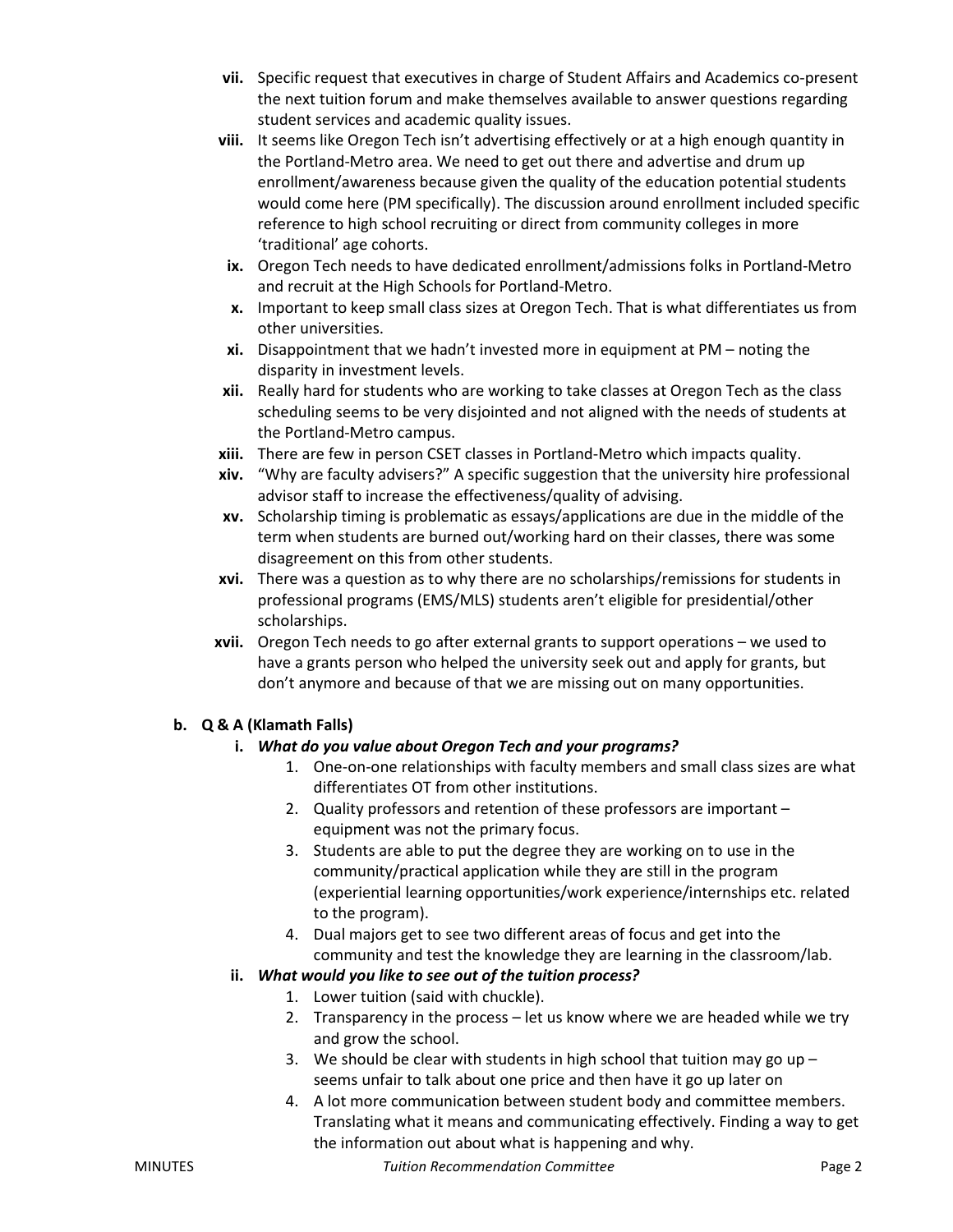vii. Specific request that executives in charge of Student Affairs and Academics co-present the next tuition forum and make themselves available to answer questions regarding student services and academic quality issues.

viii. It seems like Oregon Tech isn't advertising effectively or at a high enough quantity in the Portland-Metro area. We need to get out there and advertise and drum up enrollment/awareness because given the quality of the education potential students would come here (PM specifically). The discussion around enrollment included specific reference to high school recruiting or direct from community colleges in more 'traditional' age cohorts.

ix. Oregon Tech needs to have dedicated enrollment/admissions folks in Portland-Metro and recruit at the High Schools for Portland-Metro.

x. Important to keep small class sizes at Oregon Tech. That is what differentiates us from other universities.

xi. Disappointment that we hadn't invested more in equipment at PM – noting the disparity in investment levels.

xii. Really hard for students who are working to take classes at Oregon Tech as the class scheduling seems to be very disjointed and not aligned with the needs of students at the Portland-Metro campus.

xiii. There are few in person CSET classes in Portland-Metro which impacts quality.

xiv. "Why are faculty advisers?" A specific suggestion that the university hire professional advisor staff to increase the effectiveness/quality of advising.

xv. Scholarship timing is problematic as essays/applications are due in the middle of the term when students are burned out/working hard on their classes, there was some disagreement on this from other students.

xvi. There was a question as to why there are no scholarships/remissions for students in professional programs (EMS/MLS) students aren't eligible for presidential/other scholarships.

xvii. Oregon Tech needs to go after external grants to support operations – we used to have a grants person who helped the university seek out and apply for grants, but don't anymore and because of that we are missing out on many opportunities.

**b. Q & A (Klamath Falls)**

**i. *What do you value about Oregon Tech and your programs?***

1. One-on-one relationships with faculty members and small class sizes are what differentiates OT from other institutions.
2. Quality professors and retention of these professors are important – equipment was not the primary focus.
3. Students are able to put the degree they are working on to use in the community/practical application while they are still in the program (experiential learning opportunities/work experience/internships etc. related to the program).
4. Dual majors get to see two different areas of focus and get into the community and test the knowledge they are learning in the classroom/lab.

**ii. *What would you like to see out of the tuition process?***

1. Lower tuition (said with chuckle).
2. Transparency in the process – let us know where we are headed while we try and grow the school.
3. We should be clear with students in high school that tuition may go up – seems unfair to talk about one price and then have it go up later on
4. A lot more communication between student body and committee members. Translating what it means and communicating effectively. Finding a way to get the information out about what is happening and why.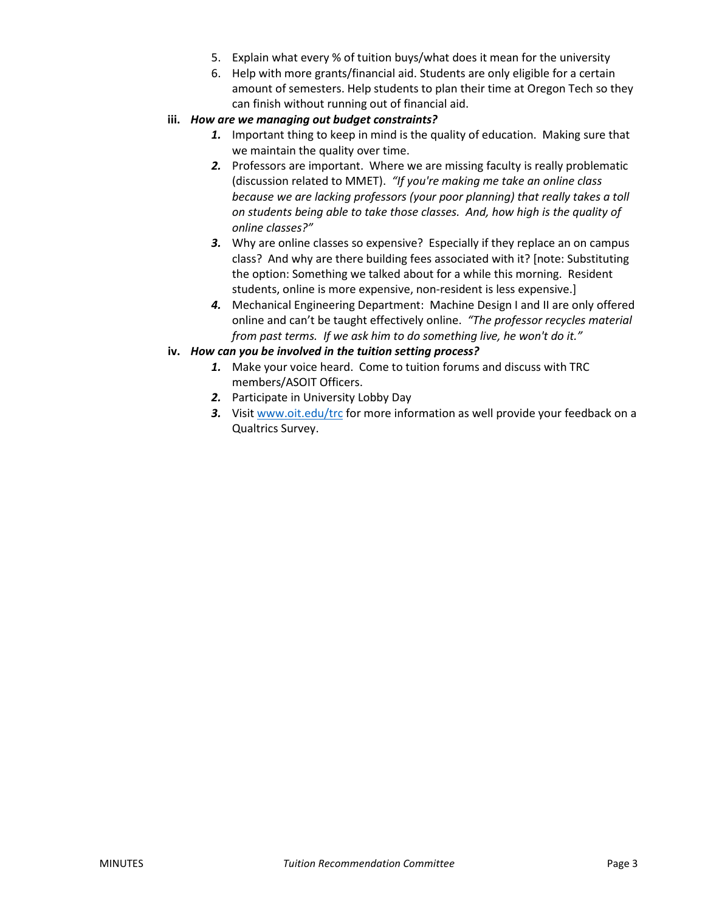5. Explain what every % of tuition buys/what does it mean for the university
6. Help with more grants/financial aid. Students are only eligible for a certain amount of semesters. Help students to plan their time at Oregon Tech so they can finish without running out of financial aid.

**iii.** ***How are we managing out budget constraints?***

1. Important thing to keep in mind is the quality of education. Making sure that we maintain the quality over time.
2. Professors are important. Where we are missing faculty is really problematic (discussion related to MMET). *"If you're making me take an online class because we are lacking professors (your poor planning) that really takes a toll on students being able to take those classes. And, how high is the quality of online classes?"*
3. Why are online classes so expensive? Especially if they replace an on campus class? And why are there building fees associated with it? [note: Substituting the option: Something we talked about for a while this morning. Resident students, online is more expensive, non-resident is less expensive.]
4. Mechanical Engineering Department: Machine Design I and II are only offered online and can't be taught effectively online. *"The professor recycles material from past terms. If we ask him to do something live, he won't do it."*

**iv.** ***How can you be involved in the tuition setting process?***

1. Make your voice heard. Come to tuition forums and discuss with TRC members/ASOIT Officers.
2. Participate in University Lobby Day
3. Visit [www.oit.edu/trc](http://www.oit.edu/trc) for more information as well provide your feedback on a Qualtrics Survey.